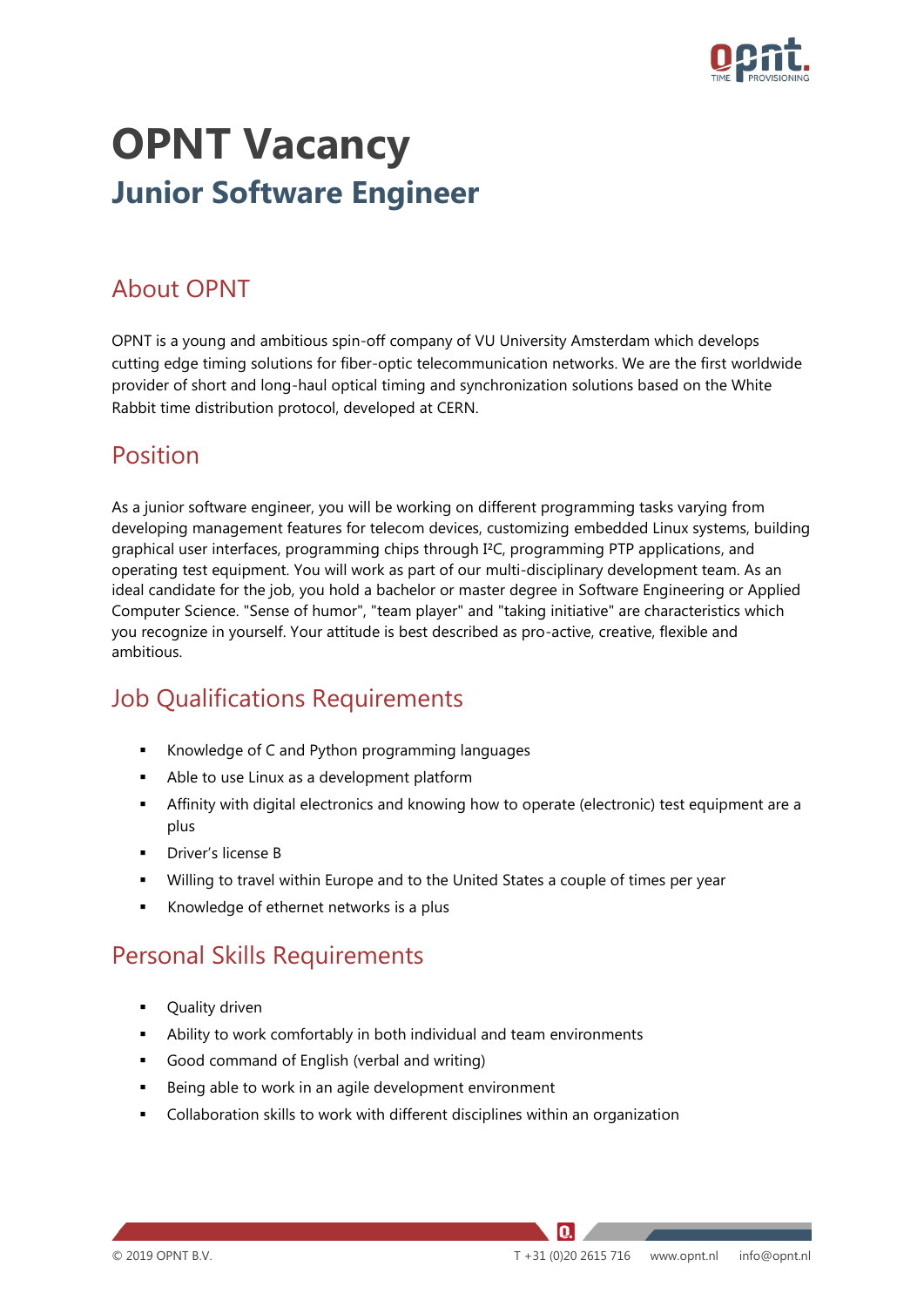# OPNT Vacancy

## Junior Software Engineer

## About OPNT

OPNT is a young and ambitious spin-off company of VU University Amsterdam which develops cutting edge timing solutions for fiber-optic telecommunication networks. We are the first worldwide provider of short and long-haul optical timing and synchronization solutions based on the White Rabbit time distribution protocol, developed at CERN.

## Position

As a junior software engineer, you will be working on different programming tasks varying from developing management features for telecom devices, customizing embedded Linux systems, building graphical user interfaces, programming chips through I²C, programming PTP applications, and operating test equipment. You will work as part of our multi-disciplinary development team. As an ideal candidate for the job, you hold a bachelor or master degree in Software Engineering or Applied Computer Science. "Sense of humor", "team player" and "taking initiative" are characteristics which you recognize in yourself. Your attitude is best described as pro-active, creative, flexible and ambitious.

## Job Qualifications Requirements

- Knowledge of C and Python programming languages
- Able to use Linux as a development platform
- Affinity with digital electronics and knowing how to operate (electronic) test equipment are a plus
- Driver's license B
- Willing to travel within Europe and to the United States a couple of times per year
- Knowledge of ethernet networks is a plus

## Personal Skills Requirements

- Quality driven
- Ability to work comfortably in both individual and team environments
- Good command of English (verbal and writing)
- Being able to work in an agile development environment
- Collaboration skills to work with different disciplines within an organization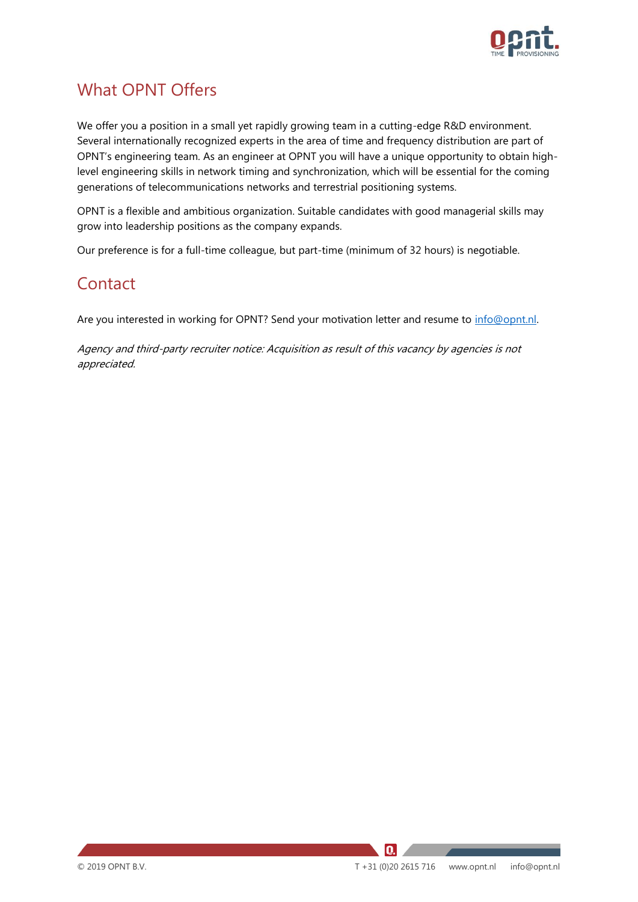## What OPNT Offers

We offer you a position in a small yet rapidly growing team in a cutting-edge R&D environment. Several internationally recognized experts in the area of time and frequency distribution are part of OPNT's engineering team. As an engineer at OPNT you will have a unique opportunity to obtain high-level engineering skills in network timing and synchronization, which will be essential for the coming generations of telecommunications networks and terrestrial positioning systems.

OPNT is a flexible and ambitious organization. Suitable candidates with good managerial skills may grow into leadership positions as the company expands.

Our preference is for a full-time colleague, but part-time (minimum of 32 hours) is negotiable.

## Contact

Are you interested in working for OPNT? Send your motivation letter and resume to info@opnt.nl.

*Agency and third-party recruiter notice: Acquisition as result of this vacancy by agencies is not appreciated.*